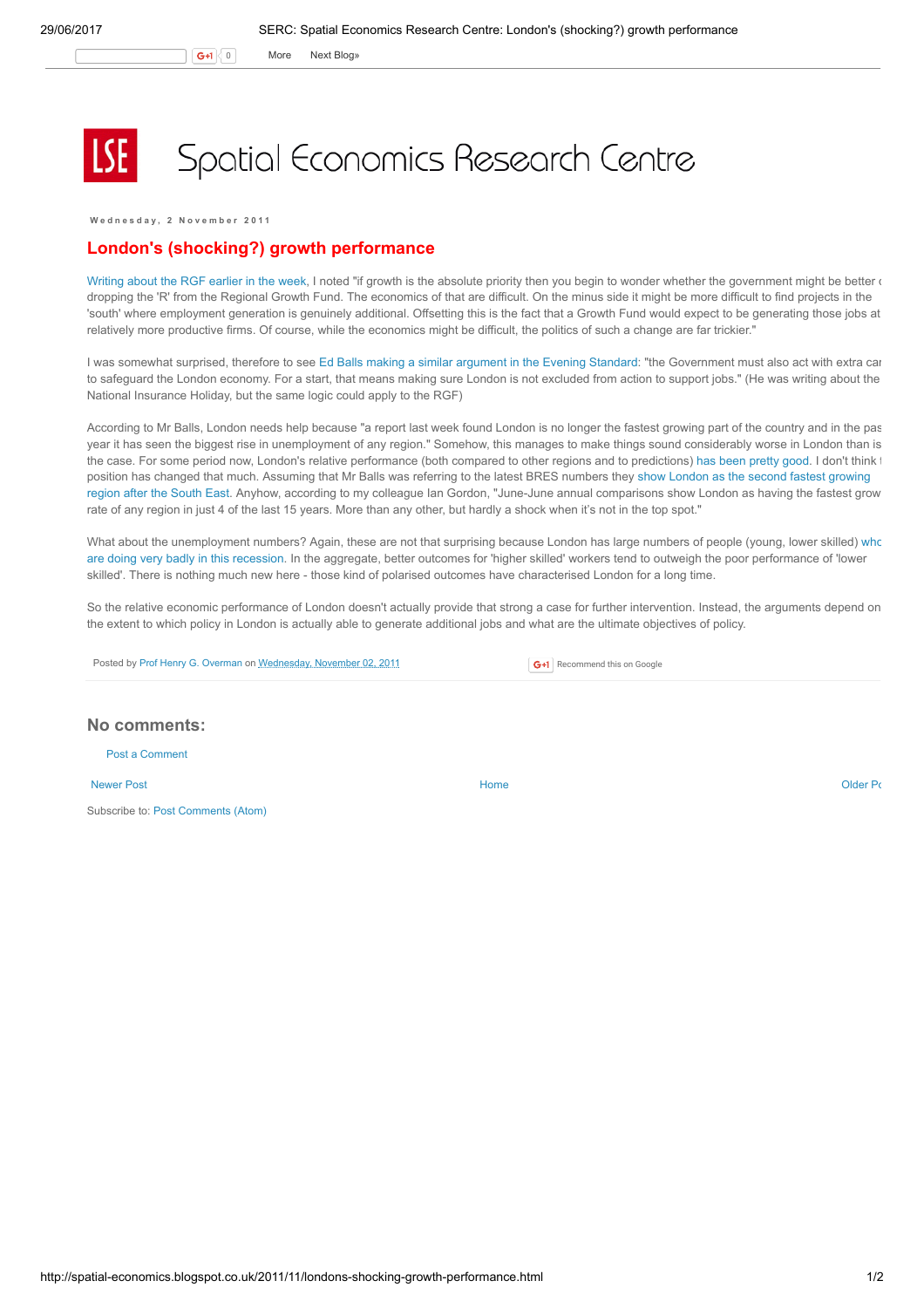# Spatial Economics Research Centre

Wednesday, 2 November 2011

## London's (shocking?) growth performance

Writing about the RGF earlier in the week, I noted "if growth is the absolute priority then you begin to wonder whether the government might be better off dropping the 'R' from the Regional Growth Fund. The economics of that are difficult. On the minus side it might be more difficult to find projects in the 'south' where employment generation is genuinely additional. Offsetting this is the fact that a Growth Fund would expect to be generating those jobs at relatively more productive firms. Of course, while the economics might be difficult, the politics of such a change are far trickier."

I was somewhat surprised, therefore to see Ed Balls making a similar argument in the Evening Standard: "the Government must also act with extra care to safeguard the London economy. For a start, that means making sure London is not excluded from action to support jobs." (He was writing about the National Insurance Holiday, but the same logic could apply to the RGF)

According to Mr Balls, London needs help because "a report last week found London is no longer the fastest growing part of the country and in the past year it has seen the biggest rise in unemployment of any region." Somehow, this manages to make things sound considerably worse in London than is the case. For some period now, London's relative performance (both compared to other regions and to predictions) has been pretty good. I don't think the position has changed that much. Assuming that Mr Balls was referring to the latest BRES numbers they show London as the second fastest growing region after the South East. Anyhow, according to my colleague Ian Gordon, "June-June annual comparisons show London as having the fastest growth rate of any region in just 4 of the last 15 years. More than any other, but hardly a shock when it's not in the top spot."

What about the unemployment numbers? Again, these are not that surprising because London has large numbers of people (young, lower skilled) who are doing very badly in this recession. In the aggregate, better outcomes for 'higher skilled' workers tend to outweigh the poor performance of 'lower skilled'. There is nothing much new here - those kind of polarised outcomes have characterised London for a long time.

So the relative economic performance of London doesn't actually provide that strong a case for further intervention. Instead, the arguments depend on the extent to which policy in London is actually able to generate additional jobs and what are the ultimate objectives of policy.

Posted by Prof Henry G. Overman on Wednesday, November 02, 2011

Recommend this on Google

## No comments:

Post a Comment

Newer Post | Home | Older Post

Subscribe to: Post Comments (Atom)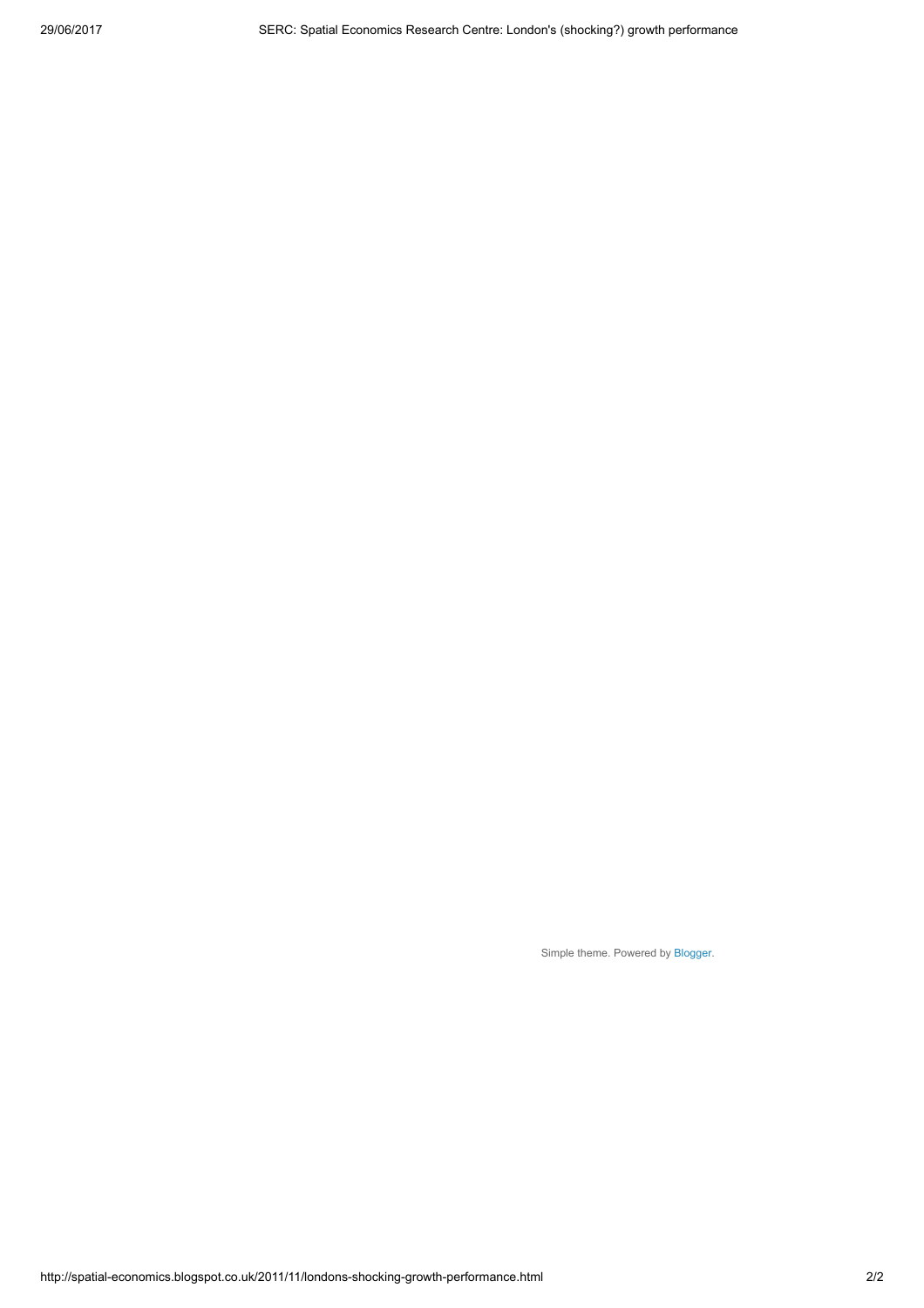Simple theme. Powered by Blogger.